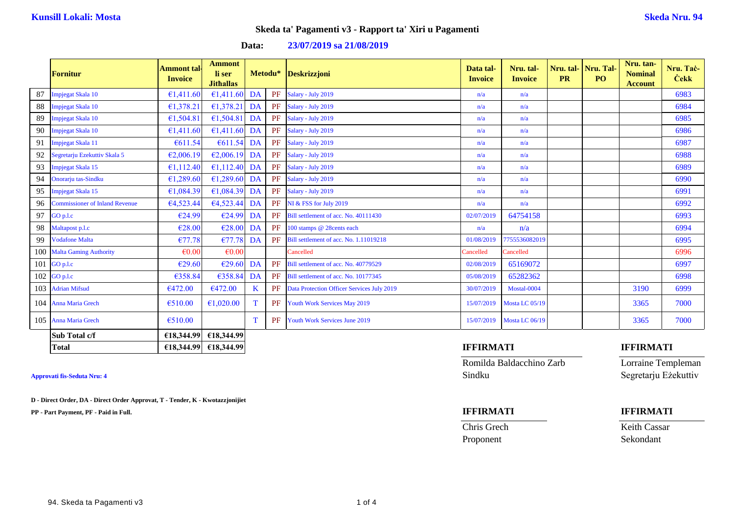**Kunsill Lokali: Mosta**

**Skeda Nru. 94**

## Skeda ta' Pagamenti v3 - Rapport ta' Xiri u Pagamenti

**Data: 23/07/2019 sa 21/08/2019**

| | Fornitur | Ammont tal-Invoice | Ammont li ser Jithallas | Metodu* | | Deskrizzjoni | Data tal-Invoice | Nru. tal-Invoice | Nru. tal-PR | Nru. Tal-PO | Nru. tan-Nominal Account | Nru. Taċ-Ċekk |
|---|---|---|---|---|---|---|---|---|---|---|---|---|
| 87 | Impjegat Skala 10 | €1,411.60 | €1,411.60 | DA | PF | Salary - July 2019 | n/a | n/a | | | | 6983 |
| 88 | Impjegat Skala 10 | €1,378.21 | €1,378.21 | DA | PF | Salary - July 2019 | n/a | n/a | | | | 6984 |
| 89 | Impjegat Skala 10 | €1,504.81 | €1,504.81 | DA | PF | Salary - July 2019 | n/a | n/a | | | | 6985 |
| 90 | Impjegat Skala 10 | €1,411.60 | €1,411.60 | DA | PF | Salary - July 2019 | n/a | n/a | | | | 6986 |
| 91 | Impjegat Skala 11 | €611.54 | €611.54 | DA | PF | Salary - July 2019 | n/a | n/a | | | | 6987 |
| 92 | Segretarju Ezekuttiv Skala 5 | €2,006.19 | €2,006.19 | DA | PF | Salary - July 2019 | n/a | n/a | | | | 6988 |
| 93 | Impjegat Skala 15 | €1,112.40 | €1,112.40 | DA | PF | Salary - July 2019 | n/a | n/a | | | | 6989 |
| 94 | Onorarju tas-Sindku | €1,289.60 | €1,289.60 | DA | PF | Salary - July 2019 | n/a | n/a | | | | 6990 |
| 95 | Impjegat Skala 15 | €1,084.39 | €1,084.39 | DA | PF | Salary - July 2019 | n/a | n/a | | | | 6991 |
| 96 | Commissioner of Inland Revenue | €4,523.44 | €4,523.44 | DA | PF | NI & FSS for July 2019 | n/a | n/a | | | | 6992 |
| 97 | GO p.l.c | €24.99 | €24.99 | DA | PF | Bill settlement of acc. No. 40111430 | 02/07/2019 | 64754158 | | | | 6993 |
| 98 | Maltapost p.l.c | €28.00 | €28.00 | DA | PF | 100 stamps @ 28cents each | n/a | n/a | | | | 6994 |
| 99 | Vodafone Malta | €77.78 | €77.78 | DA | PF | Bill settlement of acc. No. 1.11019218 | 01/08/2019 | 7755536082019 | | | | 6995 |
| 100 | Malta Gaming Authority | €0.00 | €0.00 | | | Cancelled | Cancelled | Cancelled | | | | 6996 |
| 101 | GO p.l.c | €29.60 | €29.60 | DA | PF | Bill settlement of acc. No. 40779529 | 02/08/2019 | 65169072 | | | | 6997 |
| 102 | GO p.l.c | €358.84 | €358.84 | DA | PF | Bill settlement of acc. No. 10177345 | 05/08/2019 | 65282362 | | | | 6998 |
| 103 | Adrian Mifsud | €472.00 | €472.00 | K | PF | Data Protection Officer Services July 2019 | 30/07/2019 | Mostal-0004 | | | 3190 | 6999 |
| 104 | Anna Maria Grech | €510.00 | €1,020.00 | T | PF | Youth Work Services May 2019 | 15/07/2019 | Mosta LC 05/19 | | | 3365 | 7000 |
| 105 | Anna Maria Grech | €510.00 | | T | PF | Youth Work Services June 2019 | 15/07/2019 | Mosta LC 06/19 | | | 3365 | 7000 |
| | **Sub Total c/f** | **€18,344.99** | **€18,344.99** | | | | | | | | | |
| | **Total** | **€18,344.99** | **€18,344.99** | | | | | | | | | |

**Approvati fis-Seduta Nru: 4**

**D - Direct Order, DA - Direct Order Approvat, T - Tender, K - Kwotazzjonijiet**

**PP - Part Payment, PF - Paid in Full.**

**IFFIRMATI**

Romilda Baldacchino Zarb
Sindku

**IFFIRMATI**

Lorraine Templeman
Segretarju Eżekuttiv

**IFFIRMATI**

Chris Grech
Proponent

**IFFIRMATI**

Keith Cassar
Sekondant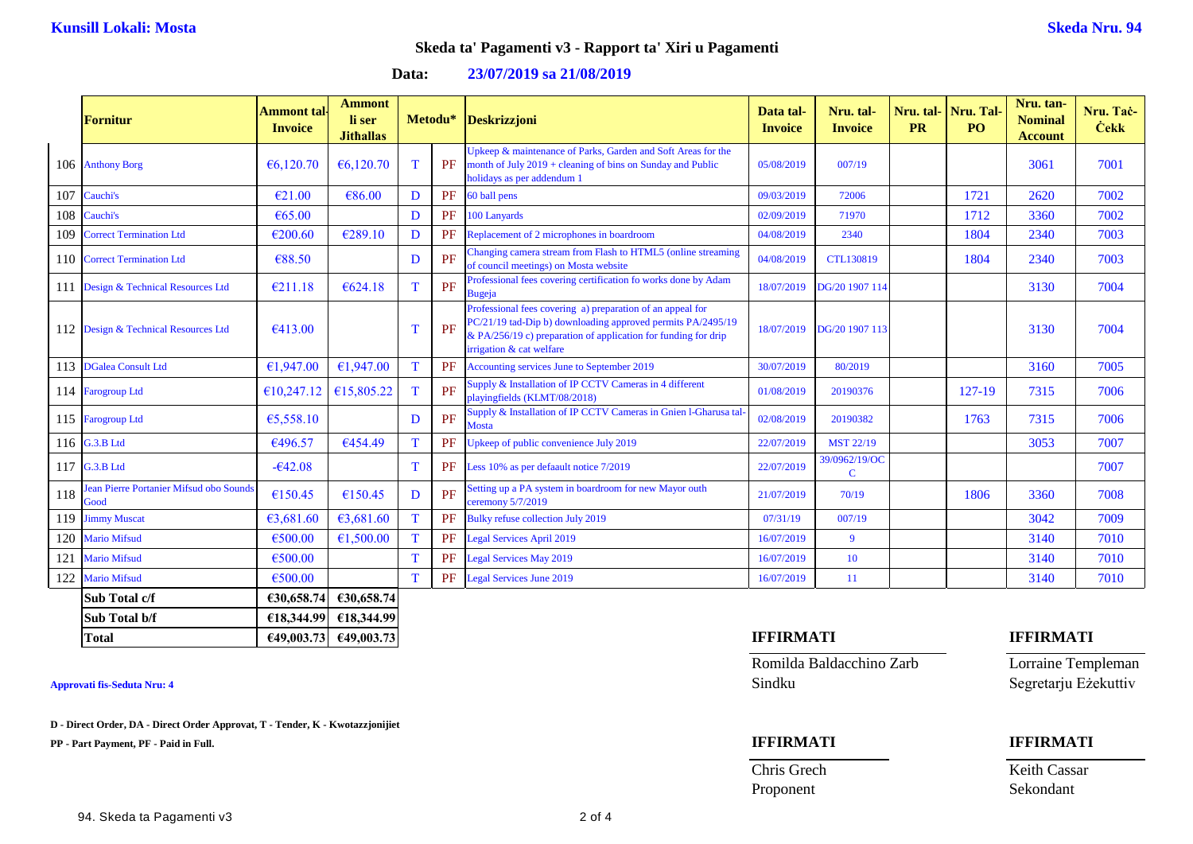**Kunsill Lokali: Mosta**

**Skeda Nru. 94**

## Skeda ta' Pagamenti v3 - Rapport ta' Xiri u Pagamenti

**Data: 23/07/2019 sa 21/08/2019**

| | Fornitur | Ammont tal-Invoice | Ammont li ser Jithallas | Metodu* | | Deskrizzjoni | Data tal-Invoice | Nru. tal-Invoice | Nru. tal-PR | Nru. Tal-PO | Nru. tan-Nominal Account | Nru. Taċ-Ċekk |
|---|---|---|---|---|---|---|---|---|---|---|---|---|
| 106 | Anthony Borg | €6,120.70 | €6,120.70 | T | PF | Upkeep & maintenance of Parks, Garden and Soft Areas for the month of July 2019 + cleaning of bins on Sunday and Public holidays as per addendum 1 | 05/08/2019 | 007/19 | | | 3061 | 7001 |
| 107 | Cauchi's | €21.00 | €86.00 | D | PF | 60 ball pens | 09/03/2019 | 72006 | | 1721 | 2620 | 7002 |
| 108 | Cauchi's | €65.00 | | D | PF | 100 Lanyards | 02/09/2019 | 71970 | | 1712 | 3360 | 7002 |
| 109 | Correct Termination Ltd | €200.60 | €289.10 | D | PF | Replacement of 2 microphones in boardroom | 04/08/2019 | 2340 | | 1804 | 2340 | 7003 |
| 110 | Correct Termination Ltd | €88.50 | | D | PF | Changing camera stream from Flash to HTML5 (online streaming of council meetings) on Mosta website | 04/08/2019 | CTL130819 | | 1804 | 2340 | 7003 |
| 111 | Design & Technical Resources Ltd | €211.18 | €624.18 | T | PF | Professional fees covering certification fo works done by Adam Bugeja | 18/07/2019 | DG/20 1907 114 | | | 3130 | 7004 |
| 112 | Design & Technical Resources Ltd | €413.00 | | T | PF | Professional fees covering a) preparation of an appeal for PC/21/19 tad-Dip b) downloading approved permits PA/2495/19 & PA/256/19 c) preparation of application for funding for drip irrigation & cat welfare | 18/07/2019 | DG/20 1907 113 | | | 3130 | 7004 |
| 113 | DGalea Consult Ltd | €1,947.00 | €1,947.00 | T | PF | Accounting services June to September 2019 | 30/07/2019 | 80/2019 | | | 3160 | 7005 |
| 114 | Farogroup Ltd | €10,247.12 | €15,805.22 | T | PF | Supply & Installation of IP CCTV Cameras in 4 different playingfields (KLMT/08/2018) | 01/08/2019 | 20190376 | | 127-19 | 7315 | 7006 |
| 115 | Farogroup Ltd | €5,558.10 | | D | PF | Supply & Installation of IP CCTV Cameras in Gnien l-Gharusa tal-Mosta | 02/08/2019 | 20190382 | | 1763 | 7315 | 7006 |
| 116 | G.3.B Ltd | €496.57 | €454.49 | T | PF | Upkeep of public convenience July 2019 | 22/07/2019 | MST 22/19 | | | 3053 | 7007 |
| 117 | G.3.B Ltd | -€42.08 | | T | PF | Less 10% as per defaault notice 7/2019 | 22/07/2019 | 39/0962/19/OC C | | | | 7007 |
| 118 | Jean Pierre Portanier Mifsud obo Sounds Good | €150.45 | €150.45 | D | PF | Setting up a PA system in boardroom for new Mayor outh ceremony 5/7/2019 | 21/07/2019 | 70/19 | | 1806 | 3360 | 7008 |
| 119 | Jimmy Muscat | €3,681.60 | €3,681.60 | T | PF | Bulky refuse collection July 2019 | 07/31/19 | 007/19 | | | 3042 | 7009 |
| 120 | Mario Mifsud | €500.00 | €1,500.00 | T | PF | Legal Services April 2019 | 16/07/2019 | 9 | | | 3140 | 7010 |
| 121 | Mario Mifsud | €500.00 | | T | PF | Legal Services May 2019 | 16/07/2019 | 10 | | | 3140 | 7010 |
| 122 | Mario Mifsud | €500.00 | | T | PF | Legal Services June 2019 | 16/07/2019 | 11 | | | 3140 | 7010 |
| | **Sub Total c/f** | **€30,658.74** | **€30,658.74** | | | | | | | | | |
| | **Sub Total b/f** | **€18,344.99** | **€18,344.99** | | | | | | | | | |
| | **Total** | **€49,003.73** | **€49,003.73** | | | | | | | | | |

**IFFIRMATI**

Romilda Baldacchino Zarb
Sindku

**IFFIRMATI**

Lorraine Templeman
Segretarju Eżekuttiv

**Approvati fis-Seduta Nru: 4**

**D - Direct Order, DA - Direct Order Approvat, T - Tender, K - Kwotazzjonijiet**

**PP - Part Payment, PF - Paid in Full.**

**IFFIRMATI**

Chris Grech
Proponent

**IFFIRMATI**

Keith Cassar
Sekondant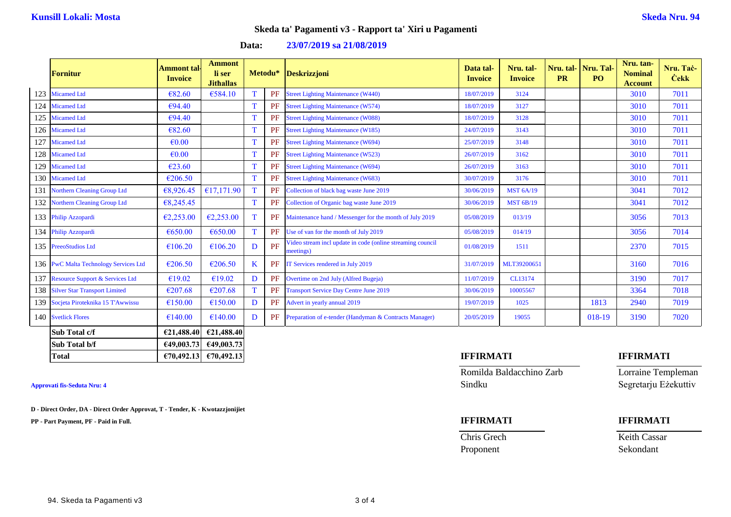**Kunsill Lokali: Mosta** **Skeda Nru. 94**

## Skeda ta' Pagamenti v3 - Rapport ta' Xiri u Pagamenti

**Data: 23/07/2019 sa 21/08/2019**

| | Fornitur | Ammont tal-Invoice | Ammont li ser Jithallas | Metodu* | | Deskrizzjoni | Data tal-Invoice | Nru. tal-Invoice | Nru. tal-PR | Nru. Tal-PO | Nru. tan-Nominal Account | Nru. Taċ-Ċekk |
|---|---|---|---|---|---|---|---|---|---|---|---|---|
| 123 | Micamed Ltd | €82.60 | €584.10 | T | PF | Street Lighting Maintenance (W440) | 18/07/2019 | 3124 | | | 3010 | 7011 |
| 124 | Micamed Ltd | €94.40 | | T | PF | Street Lighting Maintenance (W574) | 18/07/2019 | 3127 | | | 3010 | 7011 |
| 125 | Micamed Ltd | €94.40 | | T | PF | Street Lighting Maintenance (W088) | 18/07/2019 | 3128 | | | 3010 | 7011 |
| 126 | Micamed Ltd | €82.60 | | T | PF | Street Lighting Maintenance (W185) | 24/07/2019 | 3143 | | | 3010 | 7011 |
| 127 | Micamed Ltd | €0.00 | | T | PF | Street Lighting Maintenance (W694) | 25/07/2019 | 3148 | | | 3010 | 7011 |
| 128 | Micamed Ltd | €0.00 | | T | PF | Street Lighting Maintenance (W523) | 26/07/2019 | 3162 | | | 3010 | 7011 |
| 129 | Micamed Ltd | €23.60 | | T | PF | Street Lighting Maintenance (W694) | 26/07/2019 | 3163 | | | 3010 | 7011 |
| 130 | Micamed Ltd | €206.50 | | T | PF | Street Lighting Maintenance (W683) | 30/07/2019 | 3176 | | | 3010 | 7011 |
| 131 | Northern Cleaning Group Ltd | €8,926.45 | €17,171.90 | T | PF | Collection of black bag waste June 2019 | 30/06/2019 | MST 6A/19 | | | 3041 | 7012 |
| 132 | Northern Cleaning Group Ltd | €8,245.45 | | T | PF | Collection of Organic bag waste June 2019 | 30/06/2019 | MST 6B/19 | | | 3041 | 7012 |
| 133 | Philip Azzopardi | €2,253.00 | €2,253.00 | T | PF | Maintenance hand / Messenger for the month of July 2019 | 05/08/2019 | 013/19 | | | 3056 | 7013 |
| 134 | Philip Azzopardi | €650.00 | €650.00 | T | PF | Use of van for the month of July 2019 | 05/08/2019 | 014/19 | | | 3056 | 7014 |
| 135 | PreeoStudios Ltd | €106.20 | €106.20 | D | PF | Video stream incl update in code (online streaming council meetings) | 01/08/2019 | 1511 | | | 2370 | 7015 |
| 136 | PwC Malta Technology Services Ltd | €206.50 | €206.50 | K | PF | IT Services rendered in July 2019 | 31/07/2019 | MLT39200651 | | | 3160 | 7016 |
| 137 | Resource Support & Services Ltd | €19.02 | €19.02 | D | PF | Overtime on 2nd July (Alfred Bugeja) | 11/07/2019 | CL13174 | | | 3190 | 7017 |
| 138 | Silver Star Transport Limited | €207.68 | €207.68 | T | PF | Transport Service Day Centre June 2019 | 30/06/2019 | 10005567 | | | 3364 | 7018 |
| 139 | Socjeta Piroteknika 15 T'Awwissu | €150.00 | €150.00 | D | PF | Advert in yearly annual 2019 | 19/07/2019 | 1025 | | 1813 | 2940 | 7019 |
| 140 | Svetlick Flores | €140.00 | €140.00 | D | PF | Preparation of e-tender (Handyman & Contracts Manager) | 20/05/2019 | 19055 | | 018-19 | 3190 | 7020 |
| | **Sub Total c/f** | **€21,488.40** | **€21,488.40** | | | | | | | | | |
| | **Sub Total b/f** | **€49,003.73** | **€49,003.73** | | | | | | | | | |
| | **Total** | **€70,492.13** | **€70,492.13** | | | | | | | | | |

**Approvati fis-Seduta Nru: 4**

**D - Direct Order, DA - Direct Order Approvat, T - Tender, K - Kwotazzjonijiet**

**PP - Part Payment, PF - Paid in Full.**

**IFFIRMATI**

Romilda Baldacchino Zarb
Sindku

**IFFIRMATI**

Lorraine Templeman
Segretarju Eżekuttiv

**IFFIRMATI**

Chris Grech
Proponent

**IFFIRMATI**

Keith Cassar
Sekondant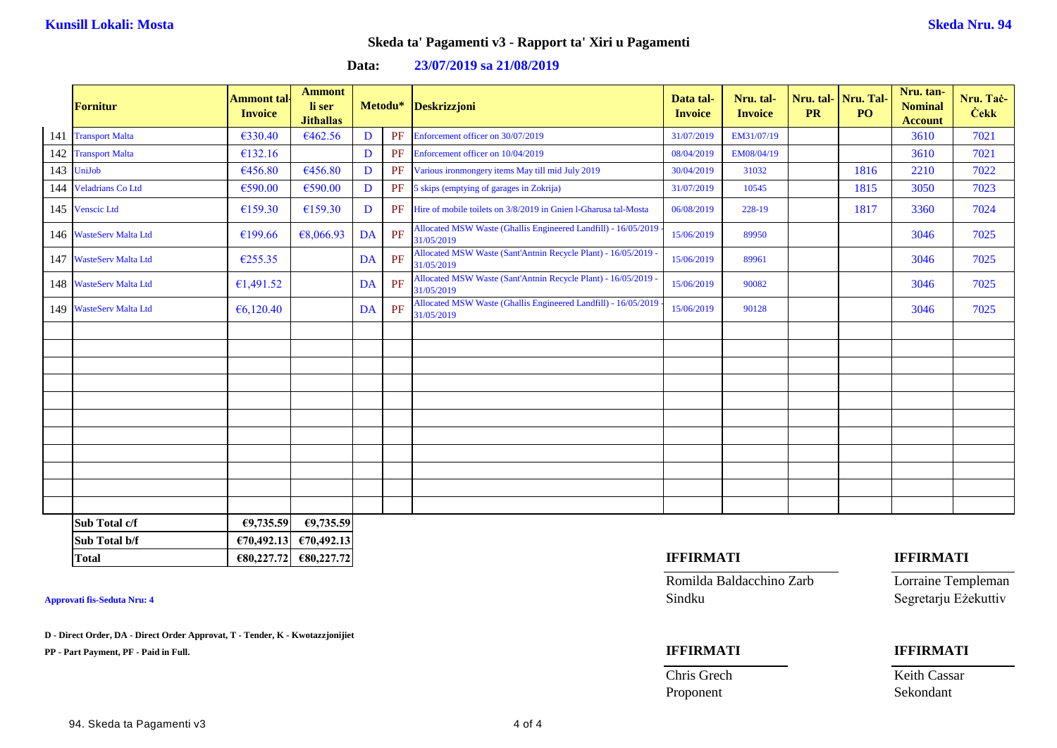**Kunsill Lokali: Mosta**

**Skeda Nru. 94**

## Skeda ta' Pagamenti v3 - Rapport ta' Xiri u Pagamenti

**Data:** **23/07/2019 sa 21/08/2019**

| | Fornitur | Ammont tal-Invoice | Ammont li ser Jithallas | Metodu* | | Deskrizzjoni | Data tal-Invoice | Nru. tal-Invoice | Nru. tal-PR | Nru. Tal-PO | Nru. tan-Nominal Account | Nru. Taċ-Ċekk |
|---|---|---|---|---|---|---|---|---|---|---|---|---|
| 141 | Transport Malta | €330.40 | €462.56 | D | PF | Enforcement officer on 30/07/2019 | 31/07/2019 | EM31/07/19 | | | 3610 | 7021 |
| 142 | Transport Malta | €132.16 | | D | PF | Enforcement officer on 10/04/2019 | 08/04/2019 | EM08/04/19 | | | 3610 | 7021 |
| 143 | UniJob | €456.80 | €456.80 | D | PF | Various ironmongery items May till mid July 2019 | 30/04/2019 | 31032 | | 1816 | 2210 | 7022 |
| 144 | Veladrians Co Ltd | €590.00 | €590.00 | D | PF | 5 skips (emptying of garages in Zokrija) | 31/07/2019 | 10545 | | 1815 | 3050 | 7023 |
| 145 | Venscic Ltd | €159.30 | €159.30 | D | PF | Hire of mobile toilets on 3/8/2019 in Gnien l-Gharusa tal-Mosta | 06/08/2019 | 228-19 | | 1817 | 3360 | 7024 |
| 146 | WasteServ Malta Ltd | €199.66 | €8,066.93 | DA | PF | Allocated MSW Waste (Ghallis Engineered Landfill) - 16/05/2019 - 31/05/2019 | 15/06/2019 | 89950 | | | 3046 | 7025 |
| 147 | WasteServ Malta Ltd | €255.35 | | DA | PF | Allocated MSW Waste (Sant'Antnin Recycle Plant) - 16/05/2019 - 31/05/2019 | 15/06/2019 | 89961 | | | 3046 | 7025 |
| 148 | WasteServ Malta Ltd | €1,491.52 | | DA | PF | Allocated MSW Waste (Sant'Antnin Recycle Plant) - 16/05/2019 - 31/05/2019 | 15/06/2019 | 90082 | | | 3046 | 7025 |
| 149 | WasteServ Malta Ltd | €6,120.40 | | DA | PF | Allocated MSW Waste (Ghallis Engineered Landfill) - 16/05/2019 - 31/05/2019 | 15/06/2019 | 90128 | | | 3046 | 7025 |

| | | |
|---|---|---|
| **Sub Total c/f** | **€9,735.59** | **€9,735.59** |
| **Sub Total b/f** | **€70,492.13** | **€70,492.13** |
| **Total** | **€80,227.72** | **€80,227.72** |

**IFFIRMATI**

Romilda Baldacchino Zarb
Sindku

**IFFIRMATI**

Lorraine Templeman
Segretarju Eżekuttiv

**Approvati fis-Seduta Nru: 4**

**D - Direct Order, DA - Direct Order Approvat, T - Tender, K - Kwotazzjonijiet**

**PP - Part Payment, PF - Paid in Full.**

**IFFIRMATI**

Chris Grech
Proponent

**IFFIRMATI**

Keith Cassar
Sekondant